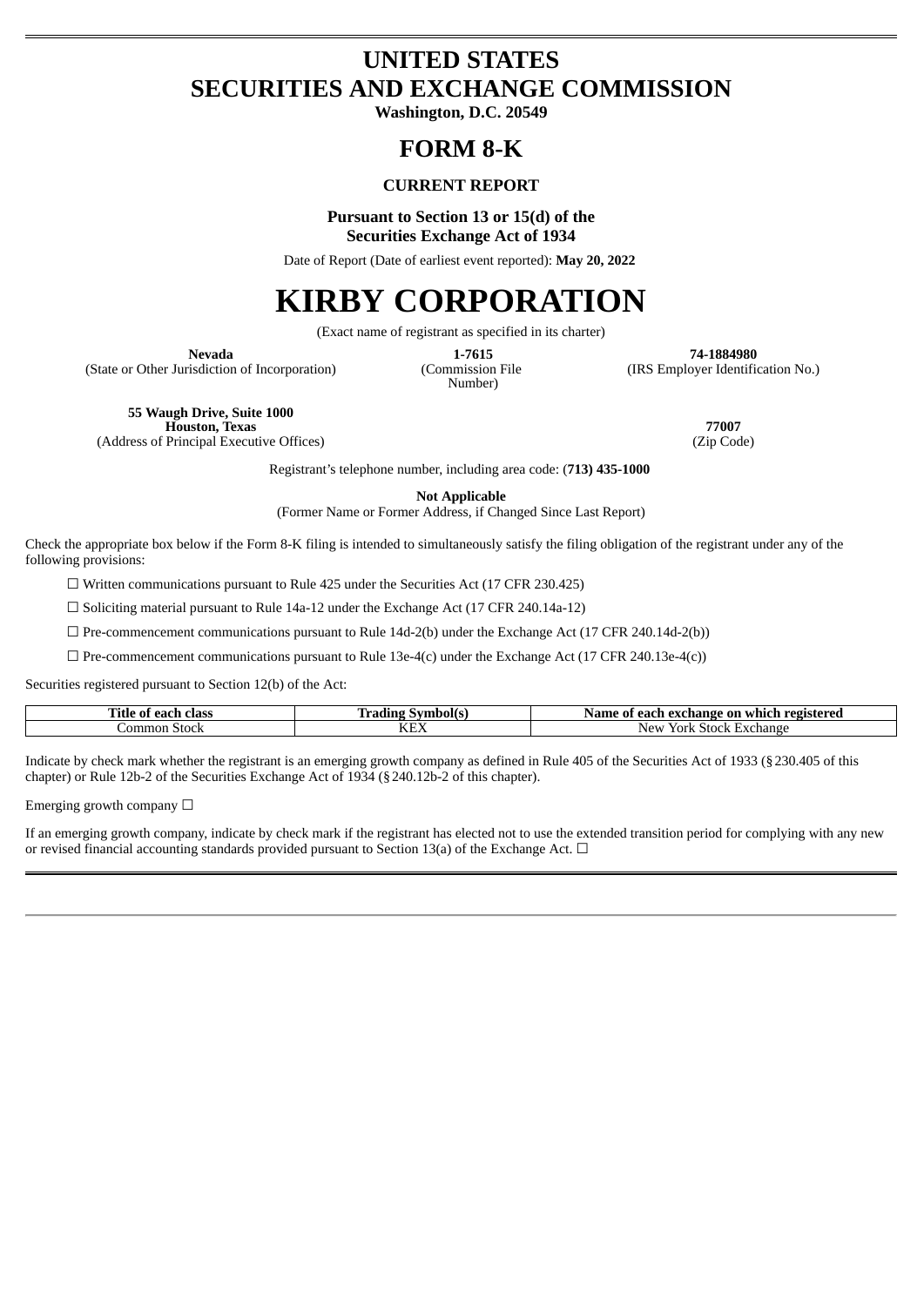# UNITED STATES
# SECURITIES AND EXCHANGE COMMISSION

**Washington, D.C. 20549**

# FORM 8-K

**CURRENT REPORT**

**Pursuant to Section 13 or 15(d) of the Securities Exchange Act of 1934**

Date of Report (Date of earliest event reported): **May 20, 2022**

# KIRBY CORPORATION

(Exact name of registrant as specified in its charter)

| **Nevada** | **1-7615** | **74-1884980** |
|---|---|---|
| (State or Other Jurisdiction of Incorporation) | (Commission File Number) | (IRS Employer Identification No.) |

| **55 Waugh Drive, Suite 1000** **Houston, Texas** | **77007** |
|---|---|
| (Address of Principal Executive Offices) | (Zip Code) |

Registrant's telephone number, including area code: (**713) 435-1000**

**Not Applicable**

(Former Name or Former Address, if Changed Since Last Report)

Check the appropriate box below if the Form 8-K filing is intended to simultaneously satisfy the filing obligation of the registrant under any of the following provisions:

☐ Written communications pursuant to Rule 425 under the Securities Act (17 CFR 230.425)

☐ Soliciting material pursuant to Rule 14a-12 under the Exchange Act (17 CFR 240.14a-12)

☐ Pre-commencement communications pursuant to Rule 14d-2(b) under the Exchange Act (17 CFR 240.14d-2(b))

☐ Pre-commencement communications pursuant to Rule 13e-4(c) under the Exchange Act (17 CFR 240.13e-4(c))

Securities registered pursuant to Section 12(b) of the Act:

| Title of each class | Trading Symbol(s) | Name of each exchange on which registered |
|---|---|---|
| Common Stock | KEX | New York Stock Exchange |

Indicate by check mark whether the registrant is an emerging growth company as defined in Rule 405 of the Securities Act of 1933 (§230.405 of this chapter) or Rule 12b-2 of the Securities Exchange Act of 1934 (§240.12b-2 of this chapter).

Emerging growth company ☐

If an emerging growth company, indicate by check mark if the registrant has elected not to use the extended transition period for complying with any new or revised financial accounting standards provided pursuant to Section 13(a) of the Exchange Act. ☐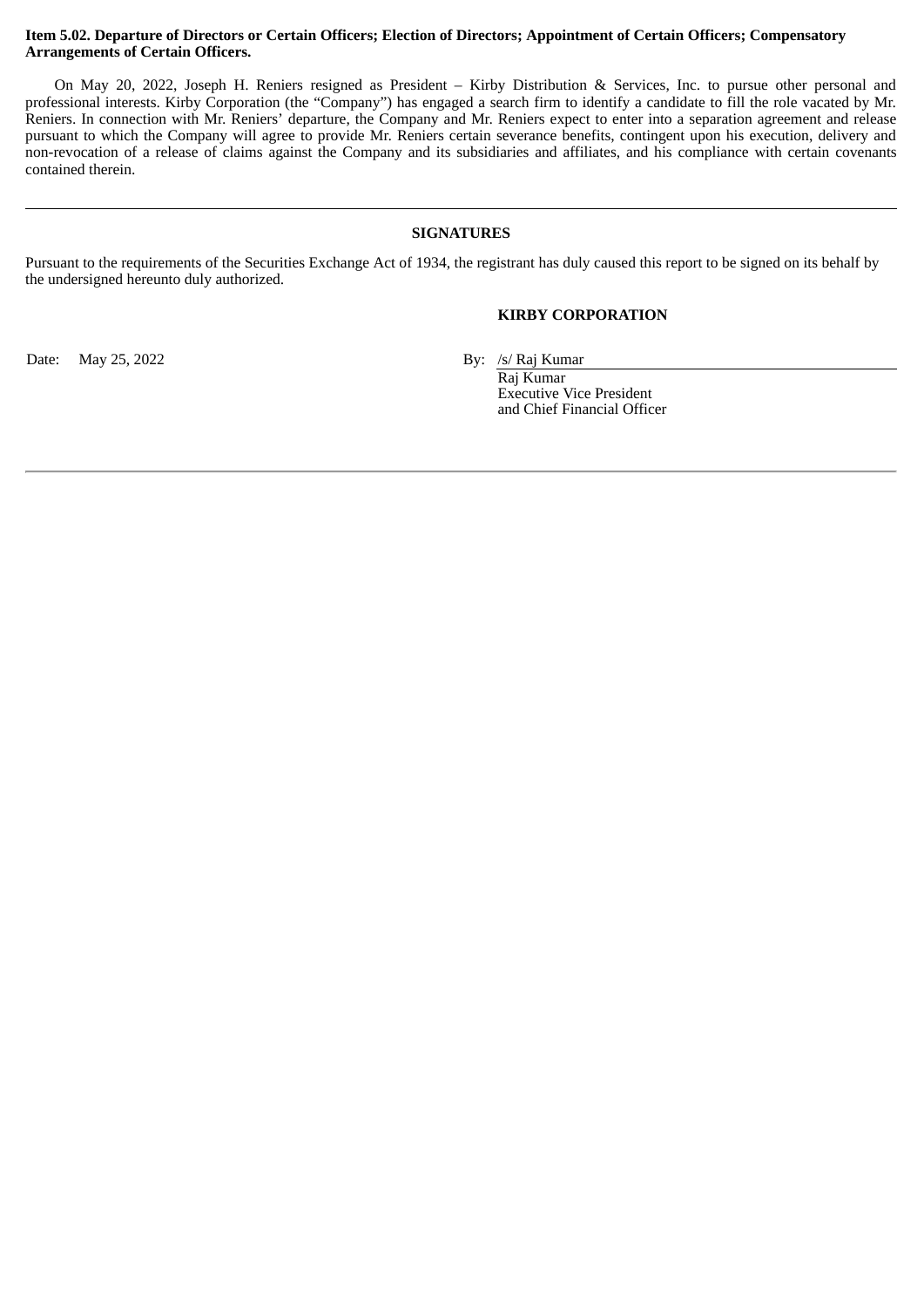**Item 5.02. Departure of Directors or Certain Officers; Election of Directors; Appointment of Certain Officers; Compensatory Arrangements of Certain Officers.**

On May 20, 2022, Joseph H. Reniers resigned as President – Kirby Distribution & Services, Inc. to pursue other personal and professional interests. Kirby Corporation (the "Company") has engaged a search firm to identify a candidate to fill the role vacated by Mr. Reniers. In connection with Mr. Reniers' departure, the Company and Mr. Reniers expect to enter into a separation agreement and release pursuant to which the Company will agree to provide Mr. Reniers certain severance benefits, contingent upon his execution, delivery and non-revocation of a release of claims against the Company and its subsidiaries and affiliates, and his compliance with certain covenants contained therein.

---

**SIGNATURES**

Pursuant to the requirements of the Securities Exchange Act of 1934, the registrant has duly caused this report to be signed on its behalf by the undersigned hereunto duly authorized.

**KIRBY CORPORATION**

Date: May 25, 2022

By: /s/ Raj Kumar
Raj Kumar
Executive Vice President
and Chief Financial Officer